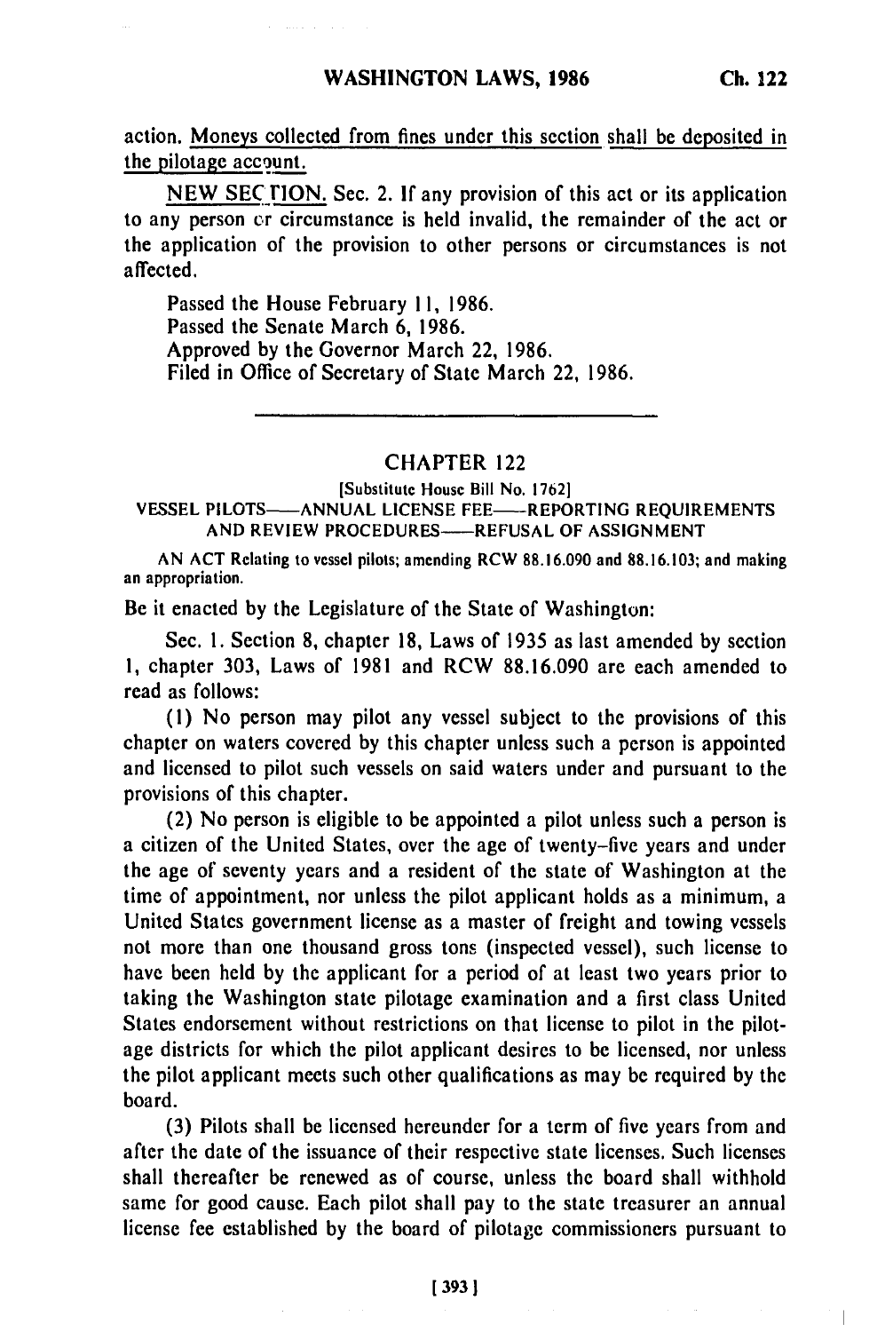action. Moneys collected from fines under this section shall be deposited in the pilotage account.

NEW SECTION. Sec. 2. If any provision of this act or its application to any person or circumstance is held invalid, the remainder of the act or the application of the provision to other persons or circumstances is not affected.

Passed the House February 11, 1986.
Passed the Senate March 6, 1986.
Approved by the Governor March 22, 1986.
Filed in Office of Secretary of State March 22, 1986.

---

## CHAPTER 122

[Substitute House Bill No. 1762]

VESSEL PILOTS—ANNUAL LICENSE FEE—REPORTING REQUIREMENTS AND REVIEW PROCEDURES—REFUSAL OF ASSIGNMENT

AN ACT Relating to vessel pilots; amending RCW 88.16.090 and 88.16.103; and making an appropriation.

Be it enacted by the Legislature of the State of Washington:

Sec. 1. Section 8, chapter 18, Laws of 1935 as last amended by section 1, chapter 303, Laws of 1981 and RCW 88.16.090 are each amended to read as follows:

(1) No person may pilot any vessel subject to the provisions of this chapter on waters covered by this chapter unless such a person is appointed and licensed to pilot such vessels on said waters under and pursuant to the provisions of this chapter.

(2) No person is eligible to be appointed a pilot unless such a person is a citizen of the United States, over the age of twenty-five years and under the age of seventy years and a resident of the state of Washington at the time of appointment, nor unless the pilot applicant holds as a minimum, a United States government license as a master of freight and towing vessels not more than one thousand gross tons (inspected vessel), such license to have been held by the applicant for a period of at least two years prior to taking the Washington state pilotage examination and a first class United States endorsement without restrictions on that license to pilot in the pilotage districts for which the pilot applicant desires to be licensed, nor unless the pilot applicant meets such other qualifications as may be required by the board.

(3) Pilots shall be licensed hereunder for a term of five years from and after the date of the issuance of their respective state licenses. Such licenses shall thereafter be renewed as of course, unless the board shall withhold same for good cause. Each pilot shall pay to the state treasurer an annual license fee established by the board of pilotage commissioners pursuant to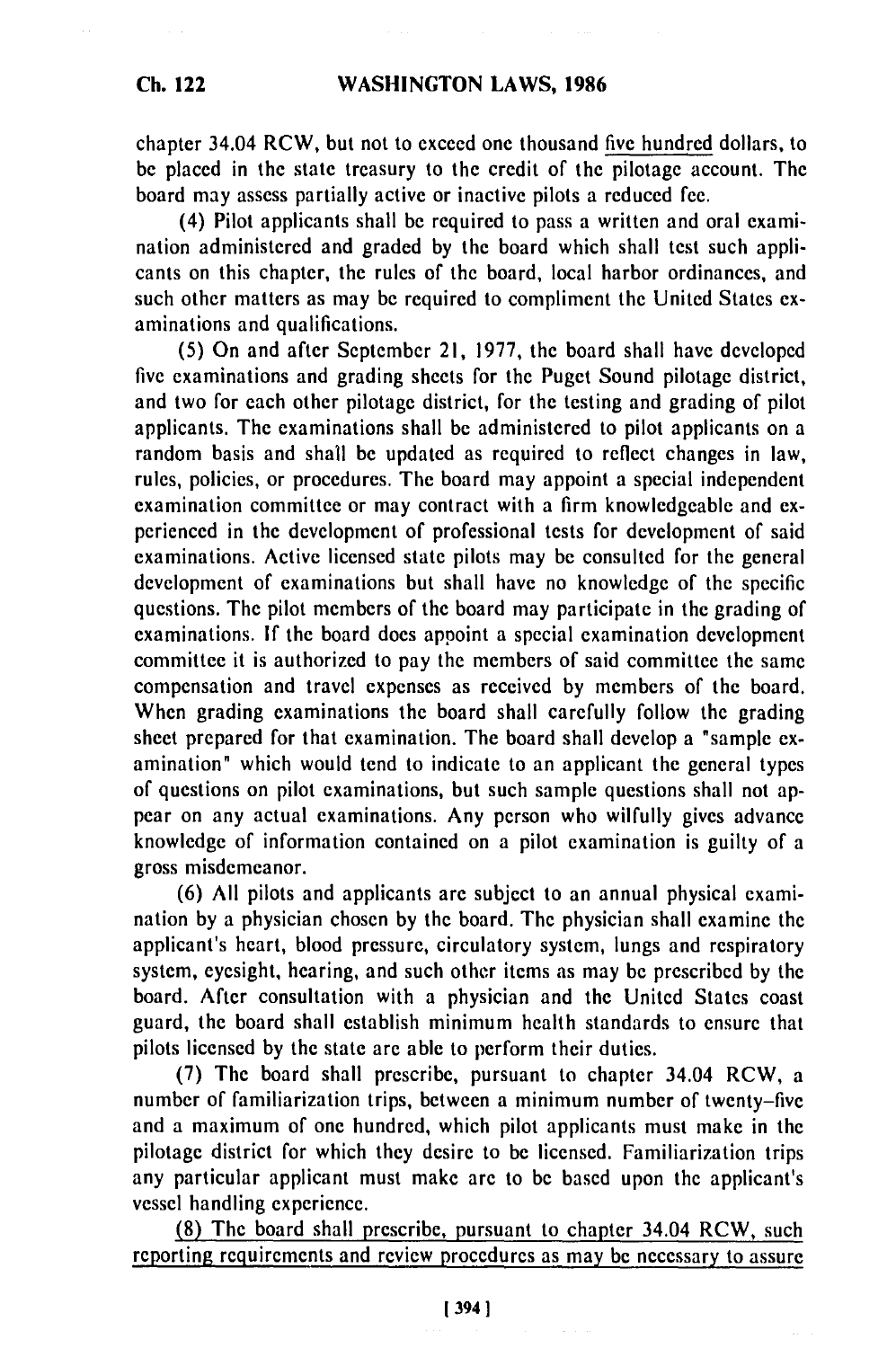chapter 34.04 RCW, but not to exceed one thousand five hundred dollars, to be placed in the state treasury to the credit of the pilotage account. The board may assess partially active or inactive pilots a reduced fee.

(4) Pilot applicants shall be required to pass a written and oral examination administered and graded by the board which shall test such applicants on this chapter, the rules of the board, local harbor ordinances, and such other matters as may be required to compliment the United States examinations and qualifications.

(5) On and after September 21, 1977, the board shall have developed five examinations and grading sheets for the Puget Sound pilotage district, and two for each other pilotage district, for the testing and grading of pilot applicants. The examinations shall be administered to pilot applicants on a random basis and shall be updated as required to reflect changes in law, rules, policies, or procedures. The board may appoint a special independent examination committee or may contract with a firm knowledgeable and experienced in the development of professional tests for development of said examinations. Active licensed state pilots may be consulted for the general development of examinations but shall have no knowledge of the specific questions. The pilot members of the board may participate in the grading of examinations. If the board does appoint a special examination development committee it is authorized to pay the members of said committee the same compensation and travel expenses as received by members of the board. When grading examinations the board shall carefully follow the grading sheet prepared for that examination. The board shall develop a "sample examination" which would tend to indicate to an applicant the general types of questions on pilot examinations, but such sample questions shall not appear on any actual examinations. Any person who wilfully gives advance knowledge of information contained on a pilot examination is guilty of a gross misdemeanor.

(6) All pilots and applicants are subject to an annual physical examination by a physician chosen by the board. The physician shall examine the applicant's heart, blood pressure, circulatory system, lungs and respiratory system, eyesight, hearing, and such other items as may be prescribed by the board. After consultation with a physician and the United States coast guard, the board shall establish minimum health standards to ensure that pilots licensed by the state are able to perform their duties.

(7) The board shall prescribe, pursuant to chapter 34.04 RCW, a number of familiarization trips, between a minimum number of twenty-five and a maximum of one hundred, which pilot applicants must make in the pilotage district for which they desire to be licensed. Familiarization trips any particular applicant must make are to be based upon the applicant's vessel handling experience.

(8) The board shall prescribe, pursuant to chapter 34.04 RCW, such reporting requirements and review procedures as may be necessary to assure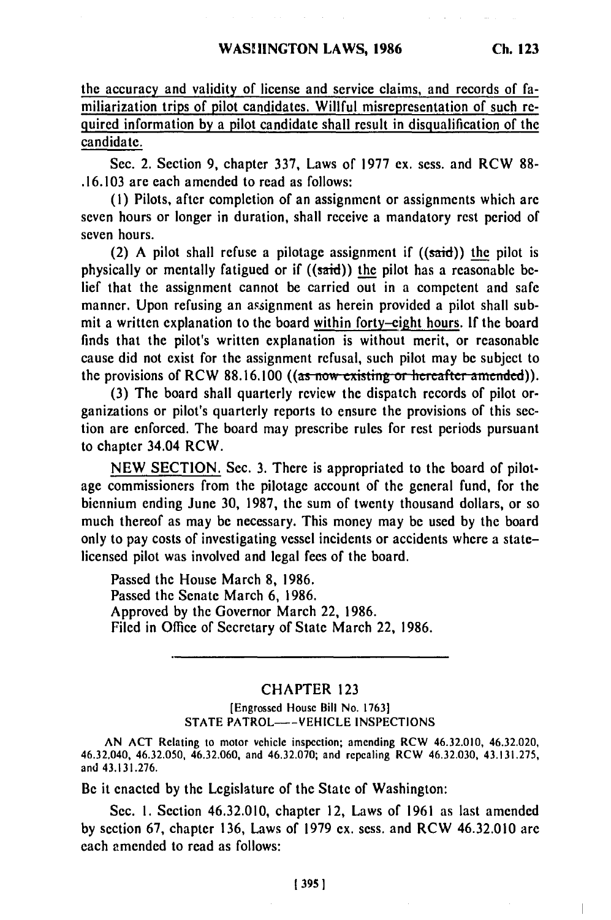the accuracy and validity of license and service claims, and records of familiarization trips of pilot candidates. Willful misrepresentation of such required information by a pilot candidate shall result in disqualification of the candidate.

Sec. 2. Section 9, chapter 337, Laws of 1977 ex. sess. and RCW 88.16.103 are each amended to read as follows:

(1) Pilots, after completion of an assignment or assignments which are seven hours or longer in duration, shall receive a mandatory rest period of seven hours.

(2) A pilot shall refuse a pilotage assignment if ((said)) the pilot is physically or mentally fatigued or if ((said)) the pilot has a reasonable belief that the assignment cannot be carried out in a competent and safe manner. Upon refusing an assignment as herein provided a pilot shall submit a written explanation to the board within forty-eight hours. If the board finds that the pilot's written explanation is without merit, or reasonable cause did not exist for the assignment refusal, such pilot may be subject to the provisions of RCW 88.16.100 ((as now existing or hereafter amended)).

(3) The board shall quarterly review the dispatch records of pilot organizations or pilot's quarterly reports to ensure the provisions of this section are enforced. The board may prescribe rules for rest periods pursuant to chapter 34.04 RCW.

NEW SECTION. Sec. 3. There is appropriated to the board of pilotage commissioners from the pilotage account of the general fund, for the biennium ending June 30, 1987, the sum of twenty thousand dollars, or so much thereof as may be necessary. This money may be used by the board only to pay costs of investigating vessel incidents or accidents where a state-licensed pilot was involved and legal fees of the board.

Passed the House March 8, 1986.
Passed the Senate March 6, 1986.
Approved by the Governor March 22, 1986.
Filed in Office of Secretary of State March 22, 1986.

---

## CHAPTER 123

[Engrossed House Bill No. 1763]
STATE PATROL—VEHICLE INSPECTIONS

AN ACT Relating to motor vehicle inspection; amending RCW 46.32.010, 46.32.020, 46.32.040, 46.32.050, 46.32.060, and 46.32.070; and repealing RCW 46.32.030, 43.131.275, and 43.131.276.

Be it enacted by the Legislature of the State of Washington:

Sec. 1. Section 46.32.010, chapter 12, Laws of 1961 as last amended by section 67, chapter 136, Laws of 1979 ex. sess. and RCW 46.32.010 are each amended to read as follows: